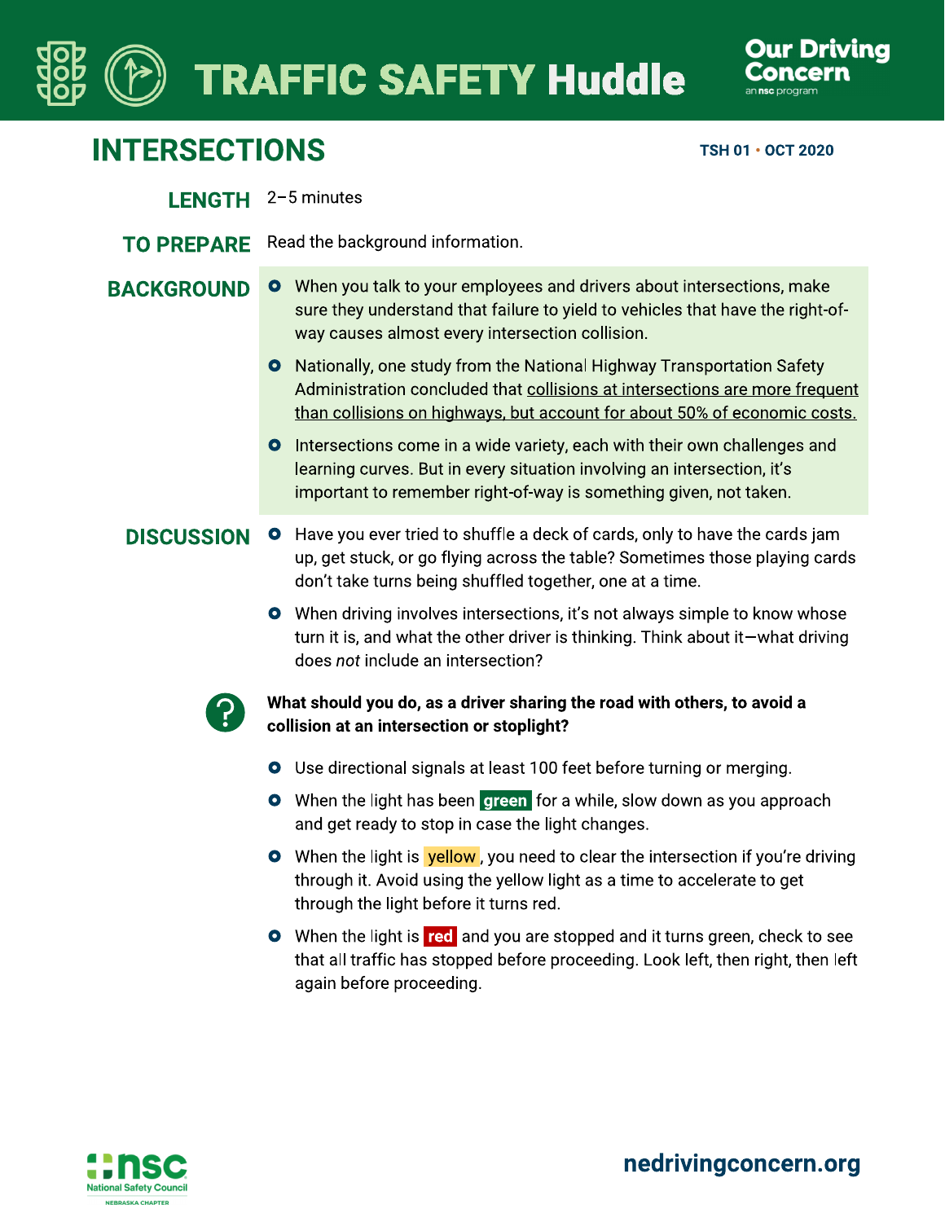# TRAFFIC SAFETY Huddle

Our Driving Concern
an nsc program

## INTERSECTIONS

TSH 01 • OCT 2020

**LENGTH** 2–5 minutes

**TO PREPARE** Read the background information.

**BACKGROUND**

- When you talk to your employees and drivers about intersections, make sure they understand that failure to yield to vehicles that have the right-of-way causes almost every intersection collision.
- Nationally, one study from the National Highway Transportation Safety Administration concluded that collisions at intersections are more frequent than collisions on highways, but account for about 50% of economic costs.
- Intersections come in a wide variety, each with their own challenges and learning curves. But in every situation involving an intersection, it's important to remember right-of-way is something given, not taken.

**DISCUSSION**

- Have you ever tried to shuffle a deck of cards, only to have the cards jam up, get stuck, or go flying across the table? Sometimes those playing cards don't take turns being shuffled together, one at a time.
- When driving involves intersections, it's not always simple to know whose turn it is, and what the other driver is thinking. Think about it—what driving does *not* include an intersection?

**What should you do, as a driver sharing the road with others, to avoid a collision at an intersection or stoplight?**

- Use directional signals at least 100 feet before turning or merging.
- When the light has been **green** for a while, slow down as you approach and get ready to stop in case the light changes.
- When the light is **yellow**, you need to clear the intersection if you're driving through it. Avoid using the yellow light as a time to accelerate to get through the light before it turns red.
- When the light is **red** and you are stopped and it turns green, check to see that all traffic has stopped before proceeding. Look left, then right, then left again before proceeding.

nsc National Safety Council NEBRASKA CHAPTER

nedrivingconcern.org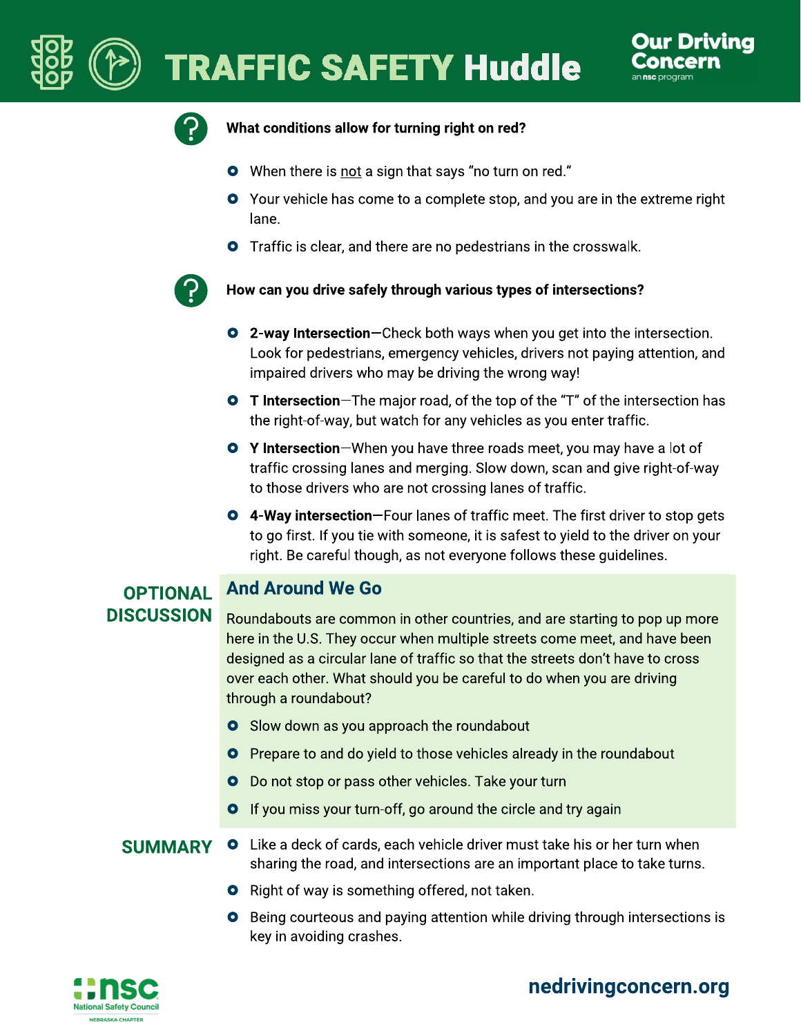# TRAFFIC SAFETY Huddle

Our Driving Concern
an nsc program

**What conditions allow for turning right on red?**

- When there is not a sign that says "no turn on red."
- Your vehicle has come to a complete stop, and you are in the extreme right lane.
- Traffic is clear, and there are no pedestrians in the crosswalk.

**How can you drive safely through various types of intersections?**

- **2-way Intersection**—Check both ways when you get into the intersection. Look for pedestrians, emergency vehicles, drivers not paying attention, and impaired drivers who may be driving the wrong way!
- **T Intersection**—The major road, of the top of the "T" of the intersection has the right-of-way, but watch for any vehicles as you enter traffic.
- **Y Intersection**—When you have three roads meet, you may have a lot of traffic crossing lanes and merging. Slow down, scan and give right-of-way to those drivers who are not crossing lanes of traffic.
- **4-Way intersection**—Four lanes of traffic meet. The first driver to stop gets to go first. If you tie with someone, it is safest to yield to the driver on your right. Be careful though, as not everyone follows these guidelines.

## OPTIONAL DISCUSSION

### And Around We Go

Roundabouts are common in other countries, and are starting to pop up more here in the U.S. They occur when multiple streets come meet, and have been designed as a circular lane of traffic so that the streets don't have to cross over each other. What should you be careful to do when you are driving through a roundabout?

- Slow down as you approach the roundabout
- Prepare to and do yield to those vehicles already in the roundabout
- Do not stop or pass other vehicles. Take your turn
- If you miss your turn-off, go around the circle and try again

## SUMMARY

- Like a deck of cards, each vehicle driver must take his or her turn when sharing the road, and intersections are an important place to take turns.
- Right of way is something offered, not taken.
- Being courteous and paying attention while driving through intersections is key in avoiding crashes.

nsc National Safety Council NEBRASKA CHAPTER

nedrivingconcern.org